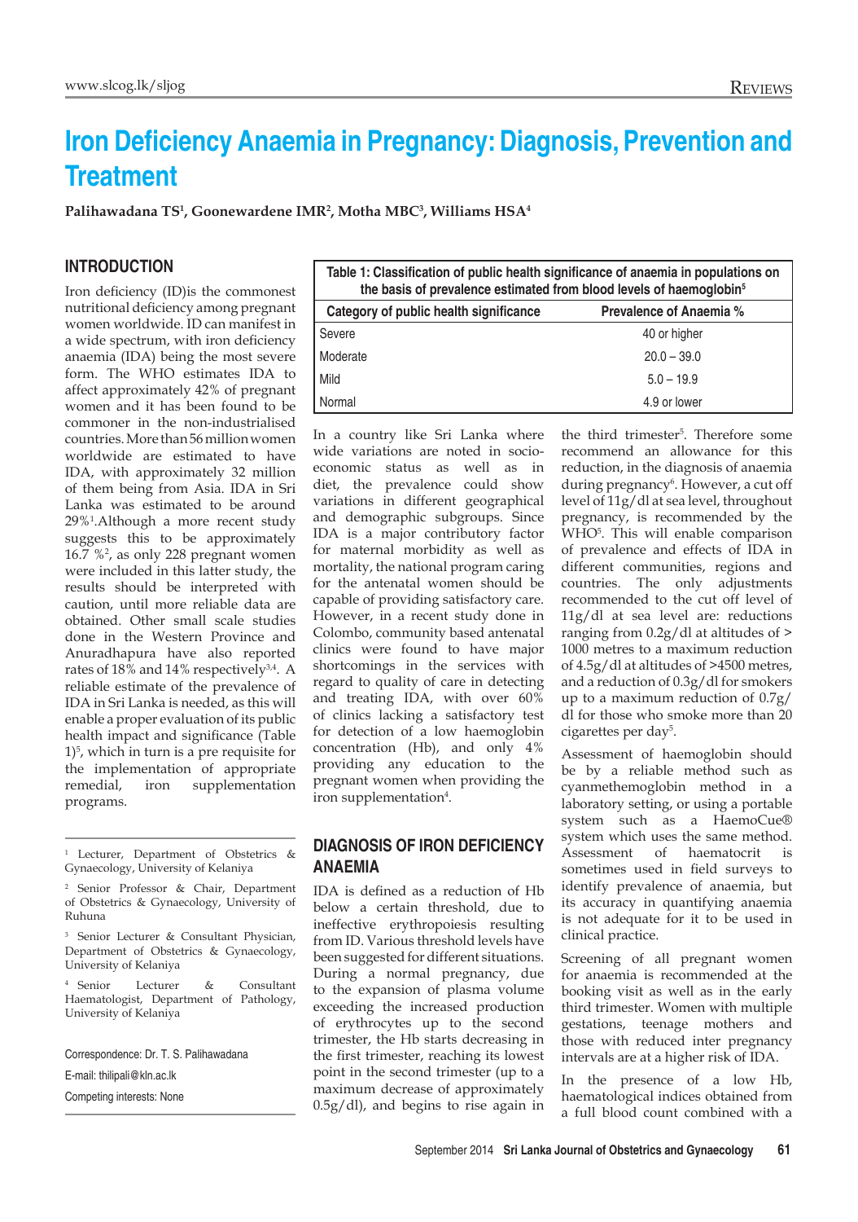# Iron Deficiency Anaemia in Pregnancy: Diagnosis, Prevention and Treatment

**Palihawadana TS[1], Goonewardene IMR[2], Motha MBC[3], Williams HSA[4]**

## INTRODUCTION

Iron deficiency (ID)is the commonest nutritional deficiency among pregnant women worldwide. ID can manifest in a wide spectrum, with iron deficiency anaemia (IDA) being the most severe form. The WHO estimates IDA to affect approximately 42% of pregnant women and it has been found to be commoner in the non-industrialised countries. More than 56 million women worldwide are estimated to have IDA, with approximately 32 million of them being from Asia. IDA in Sri Lanka was estimated to be around 29%[1].Although a more recent study suggests this to be approximately 16.7 %[2], as only 228 pregnant women were included in this latter study, the results should be interpreted with caution, until more reliable data are obtained. Other small scale studies done in the Western Province and Anuradhapura have also reported rates of 18% and 14% respectively[3,4]. A reliable estimate of the prevalence of IDA in Sri Lanka is needed, as this will enable a proper evaluation of its public health impact and significance (Table 1)[5], which in turn is a pre requisite for the implementation of appropriate remedial, iron supplementation programs.

**Table 1: Classification of public health significance of anaemia in populations on the basis of prevalence estimated from blood levels of haemoglobin[5]**

| Category of public health significance | Prevalence of Anaemia % |
|---|---|
| Severe | 40 or higher |
| Moderate | 20.0 – 39.0 |
| Mild | 5.0 – 19.9 |
| Normal | 4.9 or lower |

In a country like Sri Lanka where wide variations are noted in socio-economic status as well as in diet, the prevalence could show variations in different geographical and demographic subgroups. Since IDA is a major contributory factor for maternal morbidity as well as mortality, the national program caring for the antenatal women should be capable of providing satisfactory care. However, in a recent study done in Colombo, community based antenatal clinics were found to have major shortcomings in the services with regard to quality of care in detecting and treating IDA, with over 60% of clinics lacking a satisfactory test for detection of a low haemoglobin concentration (Hb), and only 4% providing any education to the pregnant women when providing the iron supplementation[4].

## DIAGNOSIS OF IRON DEFICIENCY ANAEMIA

IDA is defined as a reduction of Hb below a certain threshold, due to ineffective erythropoiesis resulting from ID. Various threshold levels have been suggested for different situations. During a normal pregnancy, due to the expansion of plasma volume exceeding the increased production of erythrocytes up to the second trimester, the Hb starts decreasing in the first trimester, reaching its lowest point in the second trimester (up to a maximum decrease of approximately 0.5g/dl), and begins to rise again in the third trimester[5]. Therefore some recommend an allowance for this reduction, in the diagnosis of anaemia during pregnancy[6]. However, a cut off level of 11g/dl at sea level, throughout pregnancy, is recommended by the WHO[5]. This will enable comparison of prevalence and effects of IDA in different communities, regions and countries. The only adjustments recommended to the cut off level of 11g/dl at sea level are: reductions ranging from 0.2g/dl at altitudes of > 1000 metres to a maximum reduction of 4.5g/dl at altitudes of >4500 metres, and a reduction of 0.3g/dl for smokers up to a maximum reduction of 0.7g/dl for those who smoke more than 20 cigarettes per day[5].

Assessment of haemoglobin should be by a reliable method such as cyanmethemoglobin method in a laboratory setting, or using a portable system such as a HaemoCue® system which uses the same method. Assessment of haematocrit is sometimes used in field surveys to identify prevalence of anaemia, but its accuracy in quantifying anaemia is not adequate for it to be used in clinical practice.

Screening of all pregnant women for anaemia is recommended at the booking visit as well as in the early third trimester. Women with multiple gestations, teenage mothers and those with reduced inter pregnancy intervals are at a higher risk of IDA.

In the presence of a low Hb, haematological indices obtained from a full blood count combined with a

---

[1] Lecturer, Department of Obstetrics & Gynaecology, University of Kelaniya

[2] Senior Professor & Chair, Department of Obstetrics & Gynaecology, University of Ruhuna

[3] Senior Lecturer & Consultant Physician, Department of Obstetrics & Gynaecology, University of Kelaniya

[4] Senior Lecturer & Consultant Haematologist, Department of Pathology, University of Kelaniya

Correspondence: Dr. T. S. Palihawadana

E-mail: thilipali@kln.ac.lk

Competing interests: None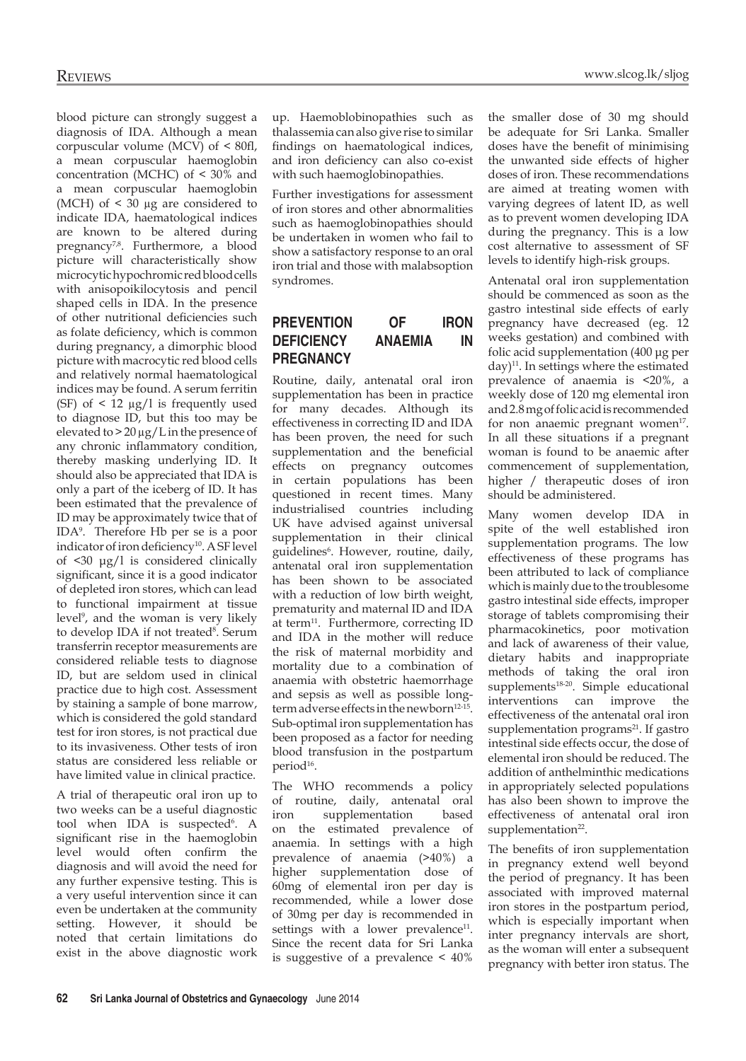blood picture can strongly suggest a diagnosis of IDA. Although a mean corpuscular volume (MCV) of < 80fl, a mean corpuscular haemoglobin concentration (MCHC) of < 30% and a mean corpuscular haemoglobin (MCH) of < 30 µg are considered to indicate IDA, haematological indices are known to be altered during pregnancy[7,8]. Furthermore, a blood picture will characteristically show microcytic hypochromic red blood cells with anisopoikilocytosis and pencil shaped cells in IDA. In the presence of other nutritional deficiencies such as folate deficiency, which is common during pregnancy, a dimorphic blood picture with macrocytic red blood cells and relatively normal haematological indices may be found. A serum ferritin (SF) of < 12 µg/l is frequently used to diagnose ID, but this too may be elevated to > 20 µg/L in the presence of any chronic inflammatory condition, thereby masking underlying ID. It should also be appreciated that IDA is only a part of the iceberg of ID. It has been estimated that the prevalence of ID may be approximately twice that of IDA[9]. Therefore Hb per se is a poor indicator of iron deficiency[10]. A SF level of <30 µg/l is considered clinically significant, since it is a good indicator of depleted iron stores, which can lead to functional impairment at tissue level[9], and the woman is very likely to develop IDA if not treated[8]. Serum transferrin receptor measurements are considered reliable tests to diagnose ID, but are seldom used in clinical practice due to high cost. Assessment by staining a sample of bone marrow, which is considered the gold standard test for iron stores, is not practical due to its invasiveness. Other tests of iron status are considered less reliable or have limited value in clinical practice.

A trial of therapeutic oral iron up to two weeks can be a useful diagnostic tool when IDA is suspected[6]. A significant rise in the haemoglobin level would often confirm the diagnosis and will avoid the need for any further expensive testing. This is a very useful intervention since it can even be undertaken at the community setting. However, it should be noted that certain limitations do exist in the above diagnostic work up. Haemoblobinopathies such as thalassemia can also give rise to similar findings on haematological indices, and iron deficiency can also co-exist with such haemoglobinopathies.

Further investigations for assessment of iron stores and other abnormalities such as haemoglobinopathies should be undertaken in women who fail to show a satisfactory response to an oral iron trial and those with malabsoption syndromes.

## PREVENTION OF IRON DEFICIENCY ANAEMIA IN PREGNANCY

Routine, daily, antenatal oral iron supplementation has been in practice for many decades. Although its effectiveness in correcting ID and IDA has been proven, the need for such supplementation and the beneficial effects on pregnancy outcomes in certain populations has been questioned in recent times. Many industrialised countries including UK have advised against universal supplementation in their clinical guidelines[6]. However, routine, daily, antenatal oral iron supplementation has been shown to be associated with a reduction of low birth weight, prematurity and maternal ID and IDA at term[11]. Furthermore, correcting ID and IDA in the mother will reduce the risk of maternal morbidity and mortality due to a combination of anaemia with obstetric haemorrhage and sepsis as well as possible long-term adverse effects in the newborn[12-15]. Sub-optimal iron supplementation has been proposed as a factor for needing blood transfusion in the postpartum period[16].

The WHO recommends a policy of routine, daily, antenatal oral iron supplementation based on the estimated prevalence of anaemia. In settings with a high prevalence of anaemia (>40%) a higher supplementation dose of 60mg of elemental iron per day is recommended, while a lower dose of 30mg per day is recommended in settings with a lower prevalence[11]. Since the recent data for Sri Lanka is suggestive of a prevalence < 40% the smaller dose of 30 mg should be adequate for Sri Lanka. Smaller doses have the benefit of minimising the unwanted side effects of higher doses of iron. These recommendations are aimed at treating women with varying degrees of latent ID, as well as to prevent women developing IDA during the pregnancy. This is a low cost alternative to assessment of SF levels to identify high-risk groups.

Antenatal oral iron supplementation should be commenced as soon as the gastro intestinal side effects of early pregnancy have decreased (eg. 12 weeks gestation) and combined with folic acid supplementation (400 µg per day)[11]. In settings where the estimated prevalence of anaemia is <20%, a weekly dose of 120 mg elemental iron and 2.8 mg of folic acid is recommended for non anaemic pregnant women[17]. In all these situations if a pregnant woman is found to be anaemic after commencement of supplementation, higher / therapeutic doses of iron should be administered.

Many women develop IDA in spite of the well established iron supplementation programs. The low effectiveness of these programs has been attributed to lack of compliance which is mainly due to the troublesome gastro intestinal side effects, improper storage of tablets compromising their pharmacokinetics, poor motivation and lack of awareness of their value, dietary habits and inappropriate methods of taking the oral iron supplements[18-20]. Simple educational interventions can improve the effectiveness of the antenatal oral iron supplementation programs[21]. If gastro intestinal side effects occur, the dose of elemental iron should be reduced. The addition of anthelminthic medications in appropriately selected populations has also been shown to improve the effectiveness of antenatal oral iron supplementation[22].

The benefits of iron supplementation in pregnancy extend well beyond the period of pregnancy. It has been associated with improved maternal iron stores in the postpartum period, which is especially important when inter pregnancy intervals are short, as the woman will enter a subsequent pregnancy with better iron status. The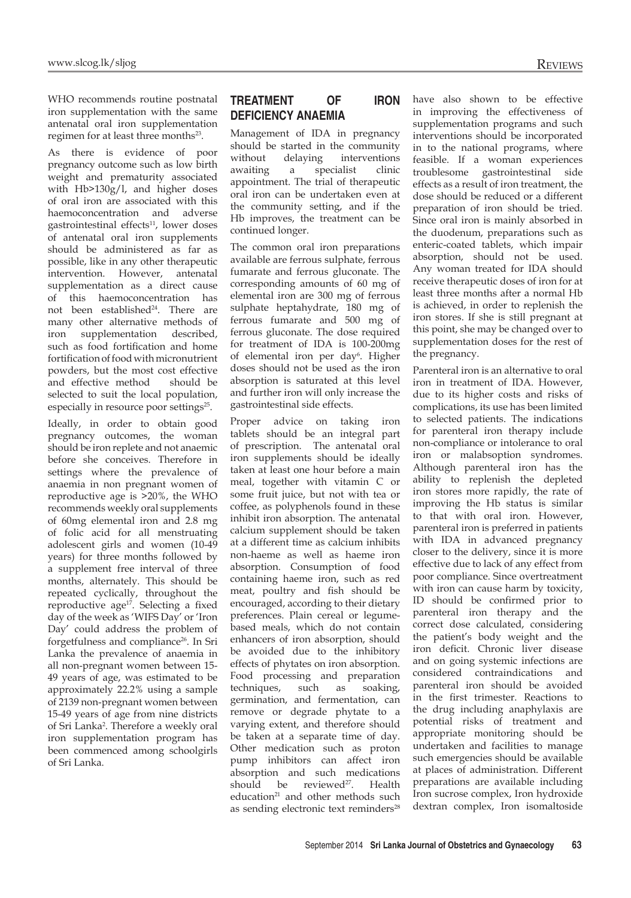WHO recommends routine postnatal iron supplementation with the same antenatal oral iron supplementation regimen for at least three months[23].

As there is evidence of poor pregnancy outcome such as low birth weight and prematurity associated with Hb>130g/l, and higher doses of oral iron are associated with this haemoconcentration and adverse gastrointestinal effects[11], lower doses of antenatal oral iron supplements should be administered as far as possible, like in any other therapeutic intervention. However, antenatal supplementation as a direct cause of this haemoconcentration has not been established[24]. There are many other alternative methods of iron supplementation described, such as food fortification and home fortification of food with micronutrient powders, but the most cost effective and effective method should be selected to suit the local population, especially in resource poor settings[25].

Ideally, in order to obtain good pregnancy outcomes, the woman should be iron replete and not anaemic before she conceives. Therefore in settings where the prevalence of anaemia in non pregnant women of reproductive age is >20%, the WHO recommends weekly oral supplements of 60mg elemental iron and 2.8 mg of folic acid for all menstruating adolescent girls and women (10-49 years) for three months followed by a supplement free interval of three months, alternately. This should be repeated cyclically, throughout the reproductive age[17]. Selecting a fixed day of the week as 'WIFS Day' or 'Iron Day' could address the problem of forgetfulness and compliance[26]. In Sri Lanka the prevalence of anaemia in all non-pregnant women between 15-49 years of age, was estimated to be approximately 22.2% using a sample of 2139 non-pregnant women between 15-49 years of age from nine districts of Sri Lanka[2]. Therefore a weekly oral iron supplementation program has been commenced among schoolgirls of Sri Lanka.

## TREATMENT OF IRON DEFICIENCY ANAEMIA

Management of IDA in pregnancy should be started in the community without delaying interventions awaiting a specialist clinic appointment. The trial of therapeutic oral iron can be undertaken even at the community setting, and if the Hb improves, the treatment can be continued longer.

The common oral iron preparations available are ferrous sulphate, ferrous fumarate and ferrous gluconate. The corresponding amounts of 60 mg of elemental iron are 300 mg of ferrous sulphate heptahydrate, 180 mg of ferrous fumarate and 500 mg of ferrous gluconate. The dose required for treatment of IDA is 100-200mg of elemental iron per day[6]. Higher doses should not be used as the iron absorption is saturated at this level and further iron will only increase the gastrointestinal side effects.

Proper advice on taking iron tablets should be an integral part of prescription. The antenatal oral iron supplements should be ideally taken at least one hour before a main meal, together with vitamin C or some fruit juice, but not with tea or coffee, as polyphenols found in these inhibit iron absorption. The antenatal calcium supplement should be taken at a different time as calcium inhibits non-haeme as well as haeme iron absorption. Consumption of food containing haeme iron, such as red meat, poultry and fish should be encouraged, according to their dietary preferences. Plain cereal or legume-based meals, which do not contain enhancers of iron absorption, should be avoided due to the inhibitory effects of phytates on iron absorption. Food processing and preparation techniques, such as soaking, germination, and fermentation, can remove or degrade phytate to a varying extent, and therefore should be taken at a separate time of day. Other medication such as proton pump inhibitors can affect iron absorption and such medications should be reviewed[27]. Health education[21] and other methods such as sending electronic text reminders[28] have also shown to be effective in improving the effectiveness of supplementation programs and such interventions should be incorporated in to the national programs, where feasible. If a woman experiences troublesome gastrointestinal side effects as a result of iron treatment, the dose should be reduced or a different preparation of iron should be tried. Since oral iron is mainly absorbed in the duodenum, preparations such as enteric-coated tablets, which impair absorption, should not be used. Any woman treated for IDA should receive therapeutic doses of iron for at least three months after a normal Hb is achieved, in order to replenish the iron stores. If she is still pregnant at this point, she may be changed over to supplementation doses for the rest of the pregnancy.

Parenteral iron is an alternative to oral iron in treatment of IDA. However, due to its higher costs and risks of complications, its use has been limited to selected patients. The indications for parenteral iron therapy include non-compliance or intolerance to oral iron or malabsoption syndromes. Although parenteral iron has the ability to replenish the depleted iron stores more rapidly, the rate of improving the Hb status is similar to that with oral iron. However, parenteral iron is preferred in patients with IDA in advanced pregnancy closer to the delivery, since it is more effective due to lack of any effect from poor compliance. Since overtreatment with iron can cause harm by toxicity, ID should be confirmed prior to parenteral iron therapy and the correct dose calculated, considering the patient's body weight and the iron deficit. Chronic liver disease and on going systemic infections are considered contraindications and parenteral iron should be avoided in the first trimester. Reactions to the drug including anaphylaxis are potential risks of treatment and appropriate monitoring should be undertaken and facilities to manage such emergencies should be available at places of administration. Different preparations are available including Iron sucrose complex, Iron hydroxide dextran complex, Iron isomaltoside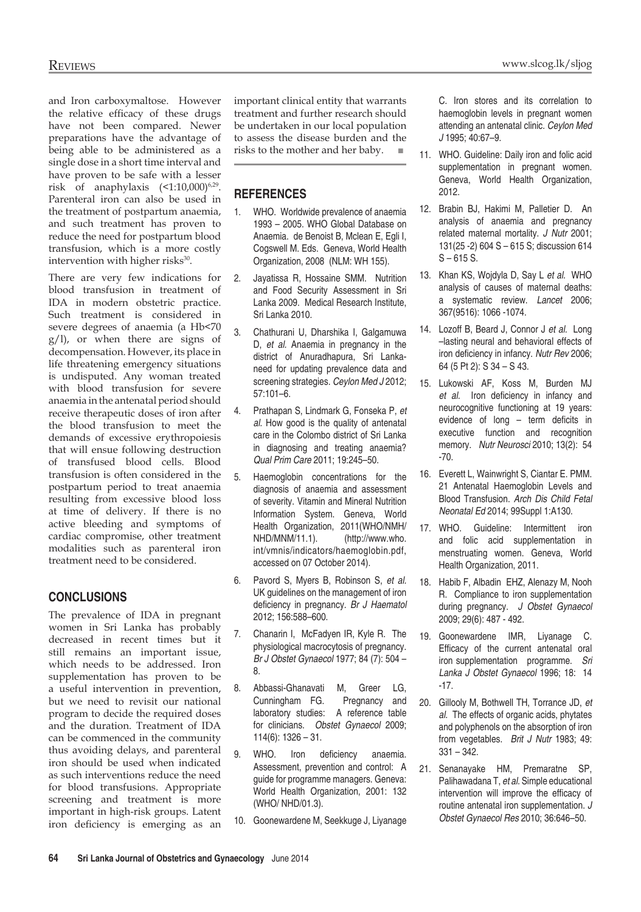and Iron carboxymaltose. However the relative efficacy of these drugs have not been compared. Newer preparations have the advantage of being able to be administered as a single dose in a short time interval and have proven to be safe with a lesser risk of anaphylaxis (<1:10,000)[6,29]. Parenteral iron can also be used in the treatment of postpartum anaemia, and such treatment has proven to reduce the need for postpartum blood transfusion, which is a more costly intervention with higher risks[30].

There are very few indications for blood transfusion in treatment of IDA in modern obstetric practice. Such treatment is considered in severe degrees of anaemia (a Hb<70 g/l), or when there are signs of decompensation. However, its place in life threatening emergency situations is undisputed. Any woman treated with blood transfusion for severe anaemia in the antenatal period should receive therapeutic doses of iron after the blood transfusion to meet the demands of excessive erythropoiesis that will ensue following destruction of transfused blood cells. Blood transfusion is often considered in the postpartum period to treat anaemia resulting from excessive blood loss at time of delivery. If there is no active bleeding and symptoms of cardiac compromise, other treatment modalities such as parenteral iron treatment need to be considered.

## CONCLUSIONS

The prevalence of IDA in pregnant women in Sri Lanka has probably decreased in recent times but it still remains an important issue, which needs to be addressed. Iron supplementation has proven to be a useful intervention in prevention, but we need to revisit our national program to decide the required doses and the duration. Treatment of IDA can be commenced in the community thus avoiding delays, and parenteral iron should be used when indicated as such interventions reduce the need for blood transfusions. Appropriate screening and treatment is more important in high-risk groups. Latent iron deficiency is emerging as an important clinical entity that warrants treatment and further research should be undertaken in our local population to assess the disease burden and the risks to the mother and her baby. ■

## REFERENCES

1. WHO. Worldwide prevalence of anaemia 1993 – 2005. WHO Global Database on Anaemia. de Benoist B, Mclean E, Egli I, Cogswell M. Eds. Geneva, World Health Organization, 2008 (NLM: WH 155).
2. Jayatissa R, Hossaine SMM. Nutrition and Food Security Assessment in Sri Lanka 2009. Medical Research Institute, Sri Lanka 2010.
3. Chathurani U, Dharshika I, Galgamuwa D, *et al.* Anaemia in pregnancy in the district of Anuradhapura, Sri Lanka-need for updating prevalence data and screening strategies. *Ceylon Med J* 2012; 57:101–6.
4. Prathapan S, Lindmark G, Fonseka P, *et al.* How good is the quality of antenatal care in the Colombo district of Sri Lanka in diagnosing and treating anaemia? *Qual Prim Care* 2011; 19:245–50.
5. Haemoglobin concentrations for the diagnosis of anaemia and assessment of severity. Vitamin and Mineral Nutrition Information System. Geneva, World Health Organization, 2011(WHO/NMH/NHD/MNM/11.1). (http://www.who.int/vmnis/indicators/haemoglobin.pdf, accessed on 07 October 2014).
6. Pavord S, Myers B, Robinson S, *et al.* UK guidelines on the management of iron deficiency in pregnancy. *Br J Haematol* 2012; 156:588–600.
7. Chanarin I, McFadyen IR, Kyle R. The physiological macrocytosis of pregnancy. *Br J Obstet Gynaecol* 1977; 84 (7): 504 – 8.
8. Abbassi-Ghanavati M, Greer LG, Cunningham FG. Pregnancy and laboratory studies: A reference table for clinicians. *Obstet Gynaecol* 2009; 114(6): 1326 – 31.
9. WHO. Iron deficiency anaemia. Assessment, prevention and control: A guide for programme managers. Geneva: World Health Organization, 2001: 132 (WHO/ NHD/01.3).
10. Goonewardene M, Seekkuge J, Liyanage C. Iron stores and its correlation to haemoglobin levels in pregnant women attending an antenatal clinic. *Ceylon Med J* 1995; 40:67–9.
11. WHO. Guideline: Daily iron and folic acid supplementation in pregnant women. Geneva, World Health Organization, 2012.
12. Brabin BJ, Hakimi M, Palletier D. An analysis of anaemia and pregnancy related maternal mortality. *J Nutr* 2001; 131(25 -2) 604 S – 615 S; discussion 614 S – 615 S.
13. Khan KS, Wojdyla D, Say L *et al.* WHO analysis of causes of maternal deaths: a systematic review. *Lancet* 2006; 367(9516): 1066 -1074.
14. Lozoff B, Beard J, Connor J *et al.* Long –lasting neural and behavioral effects of iron deficiency in infancy. *Nutr Rev* 2006; 64 (5 Pt 2): S 34 – S 43.
15. Lukowski AF, Koss M, Burden MJ *et al.* Iron deficiency in infancy and neurocognitive functioning at 19 years: evidence of long – term deficits in executive function and recognition memory. *Nutr Neurosci* 2010; 13(2): 54 -70.
16. Everett L, Wainwright S, Ciantar E. PMM. 21 Antenatal Haemoglobin Levels and Blood Transfusion. *Arch Dis Child Fetal Neonatal Ed* 2014; 99Suppl 1:A130.
17. WHO. Guideline: Intermittent iron and folic acid supplementation in menstruating women. Geneva, World Health Organization, 2011.
18. Habib F, Albadin EHZ, Alenazy M, Nooh R. Compliance to iron supplementation during pregnancy. *J Obstet Gynaecol* 2009; 29(6): 487 - 492.
19. Goonewardene IMR, Liyanage C. Efficacy of the current antenatal oral iron supplementation programme. *Sri Lanka J Obstet Gynaecol* 1996; 18: 14 -17.
20. Gillooly M, Bothwell TH, Torrance JD, *et al.* The effects of organic acids, phytates and polyphenols on the absorption of iron from vegetables. *Brit J Nutr* 1983; 49: 331 – 342.
21. Senanayake HM, Premaratne SP, Palihawadana T, *et al.* Simple educational intervention will improve the efficacy of routine antenatal iron supplementation. *J Obstet Gynaecol Res* 2010; 36:646–50.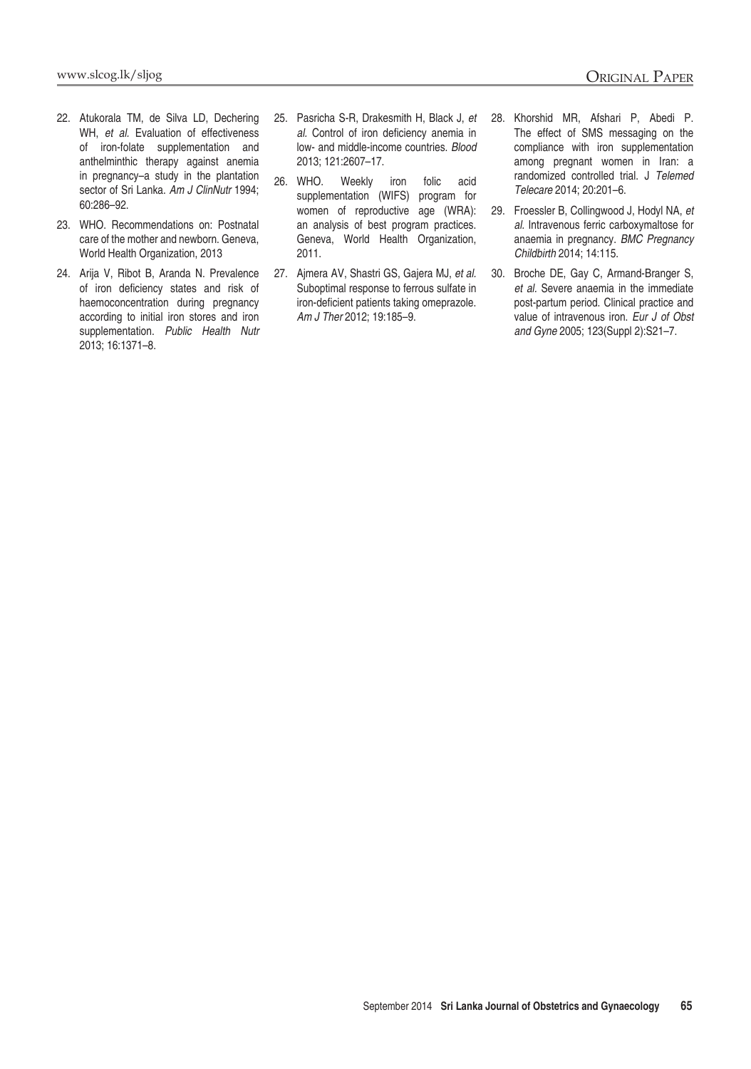22. Atukorala TM, de Silva LD, Dechering WH, *et al.* Evaluation of effectiveness of iron-folate supplementation and anthelminthic therapy against anemia in pregnancy–a study in the plantation sector of Sri Lanka. *Am J ClinNutr* 1994; 60:286–92.

23. WHO. Recommendations on: Postnatal care of the mother and newborn. Geneva, World Health Organization, 2013

24. Arija V, Ribot B, Aranda N. Prevalence of iron deficiency states and risk of haemoconcentration during pregnancy according to initial iron stores and iron supplementation. *Public Health Nutr* 2013; 16:1371–8.

25. Pasricha S-R, Drakesmith H, Black J, *et al.* Control of iron deficiency anemia in low- and middle-income countries. *Blood* 2013; 121:2607–17.

26. WHO. Weekly iron folic acid supplementation (WIFS) program for women of reproductive age (WRA): an analysis of best program practices. Geneva, World Health Organization, 2011.

27. Ajmera AV, Shastri GS, Gajera MJ, *et al.* Suboptimal response to ferrous sulfate in iron-deficient patients taking omeprazole. *Am J Ther* 2012; 19:185–9.

28. Khorshid MR, Afshari P, Abedi P. The effect of SMS messaging on the compliance with iron supplementation among pregnant women in Iran: a randomized controlled trial. J *Telemed Telecare* 2014; 20:201–6.

29. Froessler B, Collingwood J, Hodyl NA, *et al.* Intravenous ferric carboxymaltose for anaemia in pregnancy. *BMC Pregnancy Childbirth* 2014; 14:115.

30. Broche DE, Gay C, Armand-Branger S, *et al.* Severe anaemia in the immediate post-partum period. Clinical practice and value of intravenous iron. *Eur J of Obst and Gyne* 2005; 123(Suppl 2):S21–7.